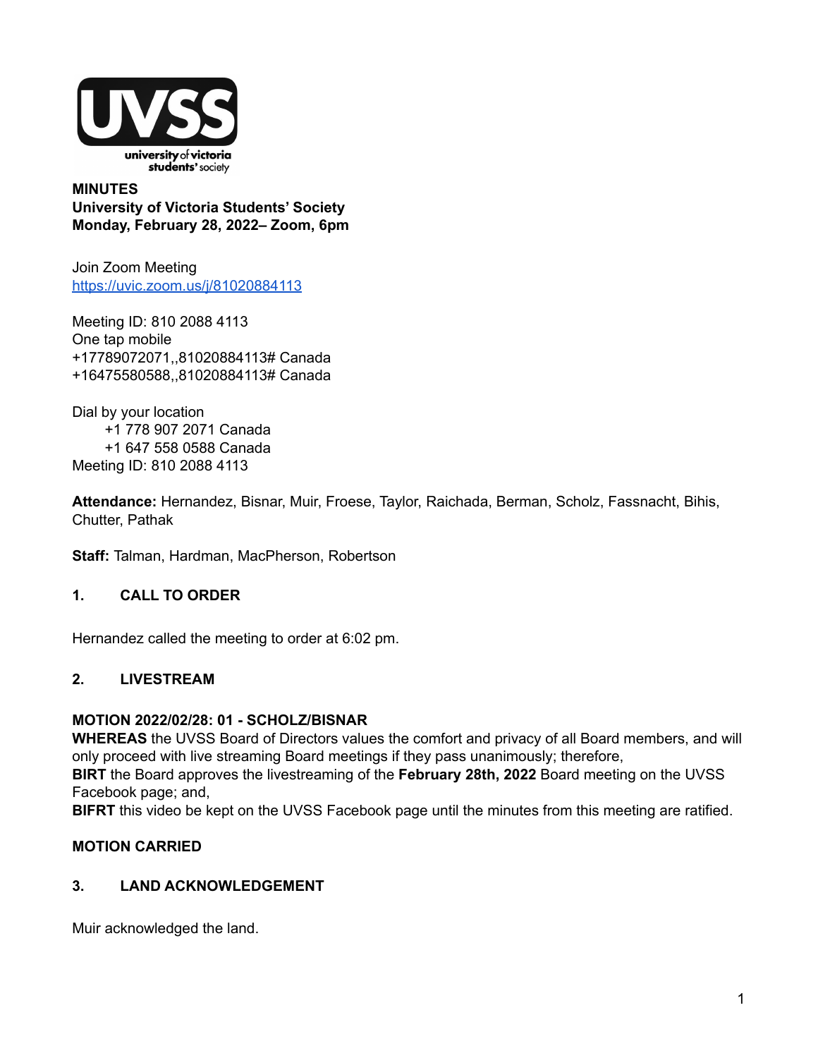**MINUTES**
**University of Victoria Students' Society**
**Monday, February 28, 2022– Zoom, 6pm**

Join Zoom Meeting
https://uvic.zoom.us/j/81020884113

Meeting ID: 810 2088 4113
One tap mobile
+17789072071,,81020884113# Canada
+16475580588,,81020884113# Canada

Dial by your location
+1 778 907 2071 Canada
+1 647 558 0588 Canada
Meeting ID: 810 2088 4113

**Attendance:** Hernandez, Bisnar, Muir, Froese, Taylor, Raichada, Berman, Scholz, Fassnacht, Bihis, Chutter, Pathak

**Staff:** Talman, Hardman, MacPherson, Robertson

## 1. CALL TO ORDER

Hernandez called the meeting to order at 6:02 pm.

## 2. LIVESTREAM

**MOTION 2022/02/28: 01 - SCHOLZ/BISNAR**
**WHEREAS** the UVSS Board of Directors values the comfort and privacy of all Board members, and will only proceed with live streaming Board meetings if they pass unanimously; therefore,
**BIRT** the Board approves the livestreaming of the **February 28th, 2022** Board meeting on the UVSS Facebook page; and,
**BIFRT** this video be kept on the UVSS Facebook page until the minutes from this meeting are ratified.

**MOTION CARRIED**

## 3. LAND ACKNOWLEDGEMENT

Muir acknowledged the land.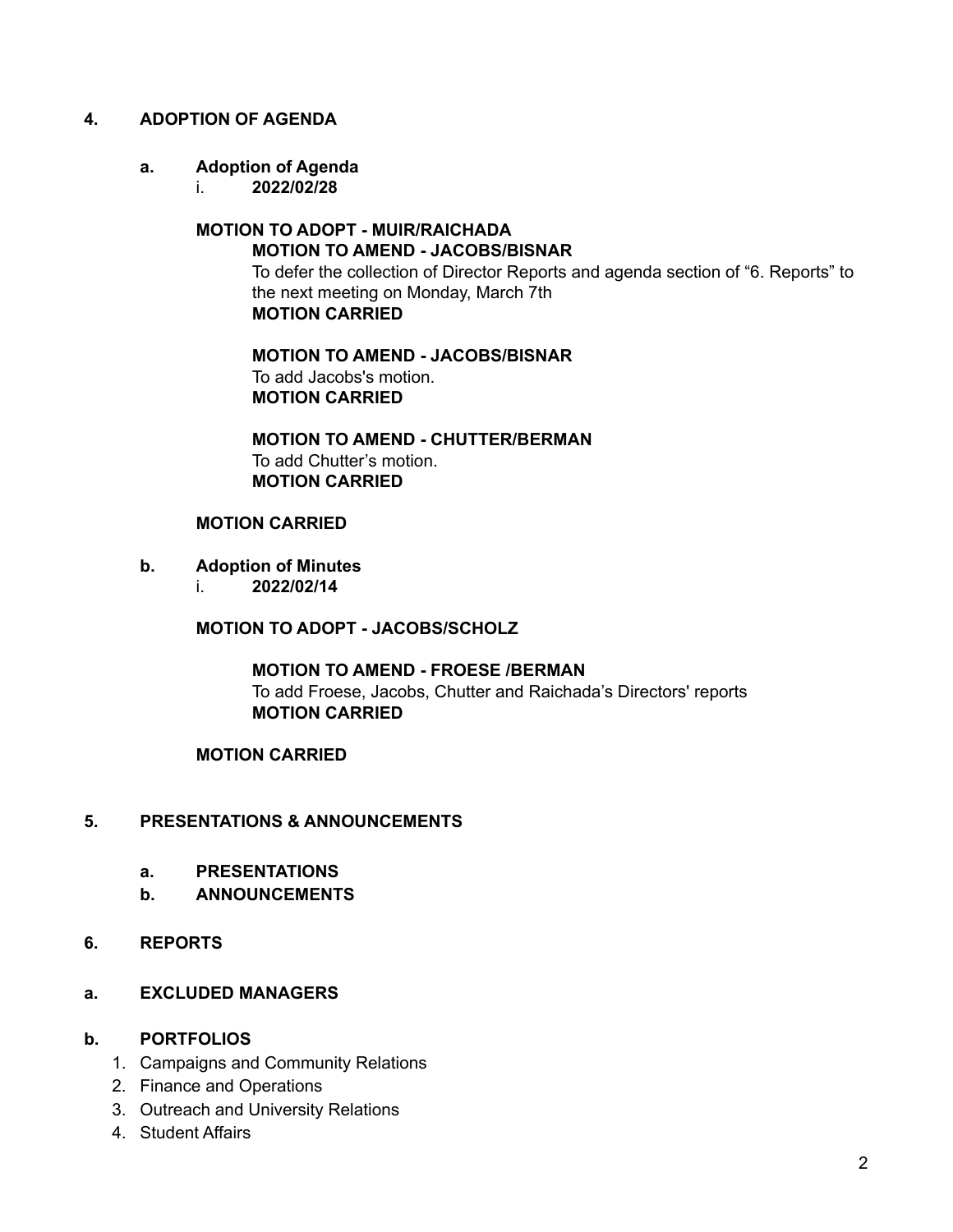## 4. ADOPTION OF AGENDA

### a. Adoption of Agenda

i. **2022/02/28**

**MOTION TO ADOPT - MUIR/RAICHADA**

> **MOTION TO AMEND - JACOBS/BISNAR**
> To defer the collection of Director Reports and agenda section of "6. Reports" to the next meeting on Monday, March 7th
> **MOTION CARRIED**
>
> **MOTION TO AMEND - JACOBS/BISNAR**
> To add Jacobs's motion.
> **MOTION CARRIED**
>
> **MOTION TO AMEND - CHUTTER/BERMAN**
> To add Chutter's motion.
> **MOTION CARRIED**

**MOTION CARRIED**

### b. Adoption of Minutes

i. **2022/02/14**

**MOTION TO ADOPT - JACOBS/SCHOLZ**

> **MOTION TO AMEND - FROESE /BERMAN**
> To add Froese, Jacobs, Chutter and Raichada's Directors' reports
> **MOTION CARRIED**

**MOTION CARRIED**

## 5. PRESENTATIONS & ANNOUNCEMENTS

### a. PRESENTATIONS

### b. ANNOUNCEMENTS

## 6. REPORTS

### a. EXCLUDED MANAGERS

### b. PORTFOLIOS

1. Campaigns and Community Relations
2. Finance and Operations
3. Outreach and University Relations
4. Student Affairs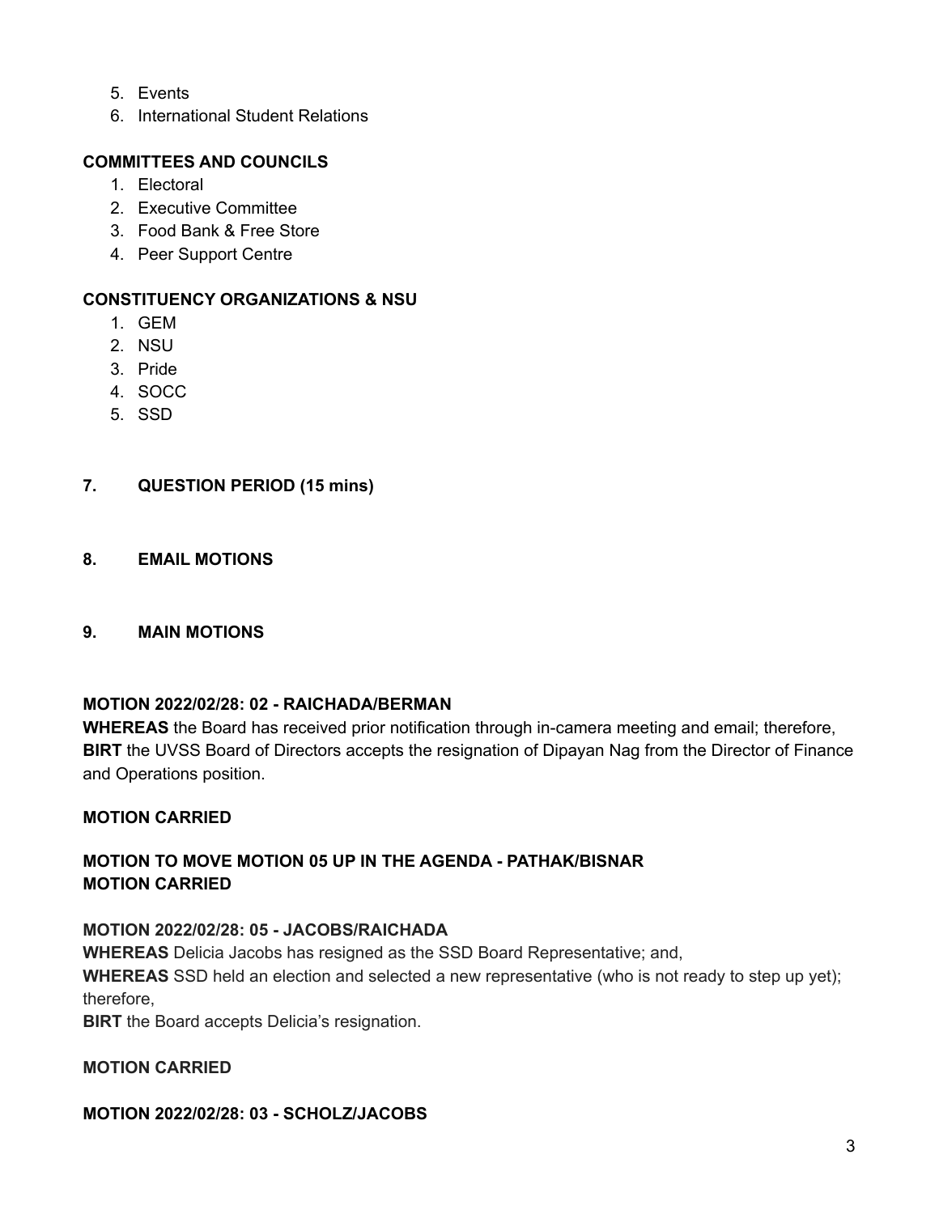5. Events
6. International Student Relations

**COMMITTEES AND COUNCILS**

1. Electoral
2. Executive Committee
3. Food Bank & Free Store
4. Peer Support Centre

**CONSTITUENCY ORGANIZATIONS & NSU**

1. GEM
2. NSU
3. Pride
4. SOCC
5. SSD

## 7. QUESTION PERIOD (15 mins)

## 8. EMAIL MOTIONS

## 9. MAIN MOTIONS

**MOTION 2022/02/28: 02 - RAICHADA/BERMAN**
**WHEREAS** the Board has received prior notification through in-camera meeting and email; therefore,
**BIRT** the UVSS Board of Directors accepts the resignation of Dipayan Nag from the Director of Finance and Operations position.

**MOTION CARRIED**

**MOTION TO MOVE MOTION 05 UP IN THE AGENDA - PATHAK/BISNAR**
**MOTION CARRIED**

**MOTION 2022/02/28: 05 - JACOBS/RAICHADA**
**WHEREAS** Delicia Jacobs has resigned as the SSD Board Representative; and,
**WHEREAS** SSD held an election and selected a new representative (who is not ready to step up yet); therefore,
**BIRT** the Board accepts Delicia's resignation.

**MOTION CARRIED**

**MOTION 2022/02/28: 03 - SCHOLZ/JACOBS**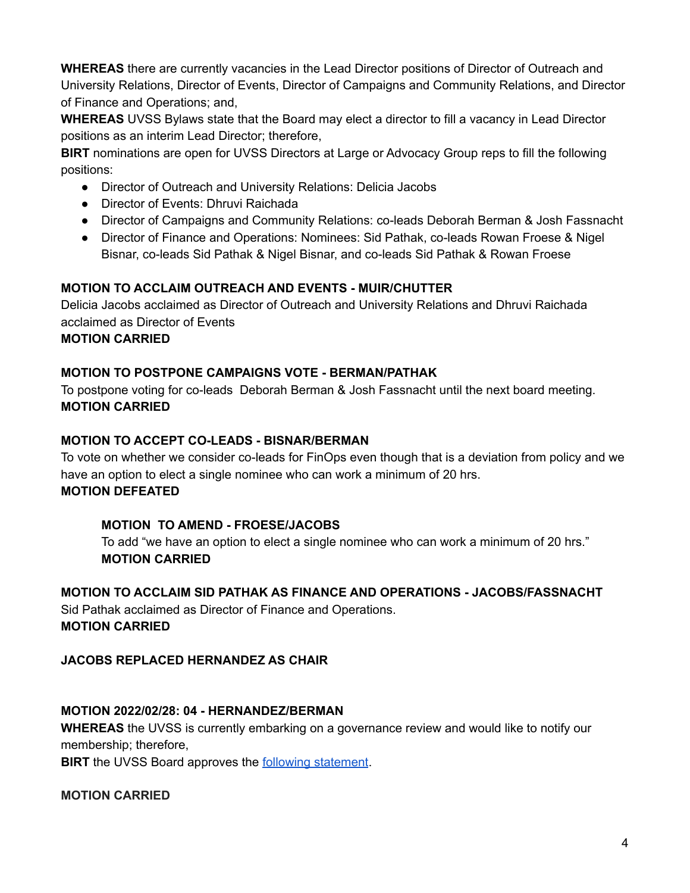**WHEREAS** there are currently vacancies in the Lead Director positions of Director of Outreach and University Relations, Director of Events, Director of Campaigns and Community Relations, and Director of Finance and Operations; and,
**WHEREAS** UVSS Bylaws state that the Board may elect a director to fill a vacancy in Lead Director positions as an interim Lead Director; therefore,
**BIRT** nominations are open for UVSS Directors at Large or Advocacy Group reps to fill the following positions:

- Director of Outreach and University Relations: Delicia Jacobs
- Director of Events: Dhruvi Raichada
- Director of Campaigns and Community Relations: co-leads Deborah Berman & Josh Fassnacht
- Director of Finance and Operations: Nominees: Sid Pathak, co-leads Rowan Froese & Nigel Bisnar, co-leads Sid Pathak & Nigel Bisnar, and co-leads Sid Pathak & Rowan Froese

**MOTION TO ACCLAIM OUTREACH AND EVENTS - MUIR/CHUTTER**
Delicia Jacobs acclaimed as Director of Outreach and University Relations and Dhruvi Raichada acclaimed as Director of Events
**MOTION CARRIED**

**MOTION TO POSTPONE CAMPAIGNS VOTE - BERMAN/PATHAK**
To postpone voting for co-leads Deborah Berman & Josh Fassnacht until the next board meeting.
**MOTION CARRIED**

**MOTION TO ACCEPT CO-LEADS - BISNAR/BERMAN**
To vote on whether we consider co-leads for FinOps even though that is a deviation from policy and we have an option to elect a single nominee who can work a minimum of 20 hrs.
**MOTION DEFEATED**

> **MOTION TO AMEND - FROESE/JACOBS**
> To add "we have an option to elect a single nominee who can work a minimum of 20 hrs."
> **MOTION CARRIED**

**MOTION TO ACCLAIM SID PATHAK AS FINANCE AND OPERATIONS - JACOBS/FASSNACHT**
Sid Pathak acclaimed as Director of Finance and Operations.
**MOTION CARRIED**

**JACOBS REPLACED HERNANDEZ AS CHAIR**

**MOTION 2022/02/28: 04 - HERNANDEZ/BERMAN**
**WHEREAS** the UVSS is currently embarking on a governance review and would like to notify our membership; therefore,
**BIRT** the UVSS Board approves the following statement.

**MOTION CARRIED**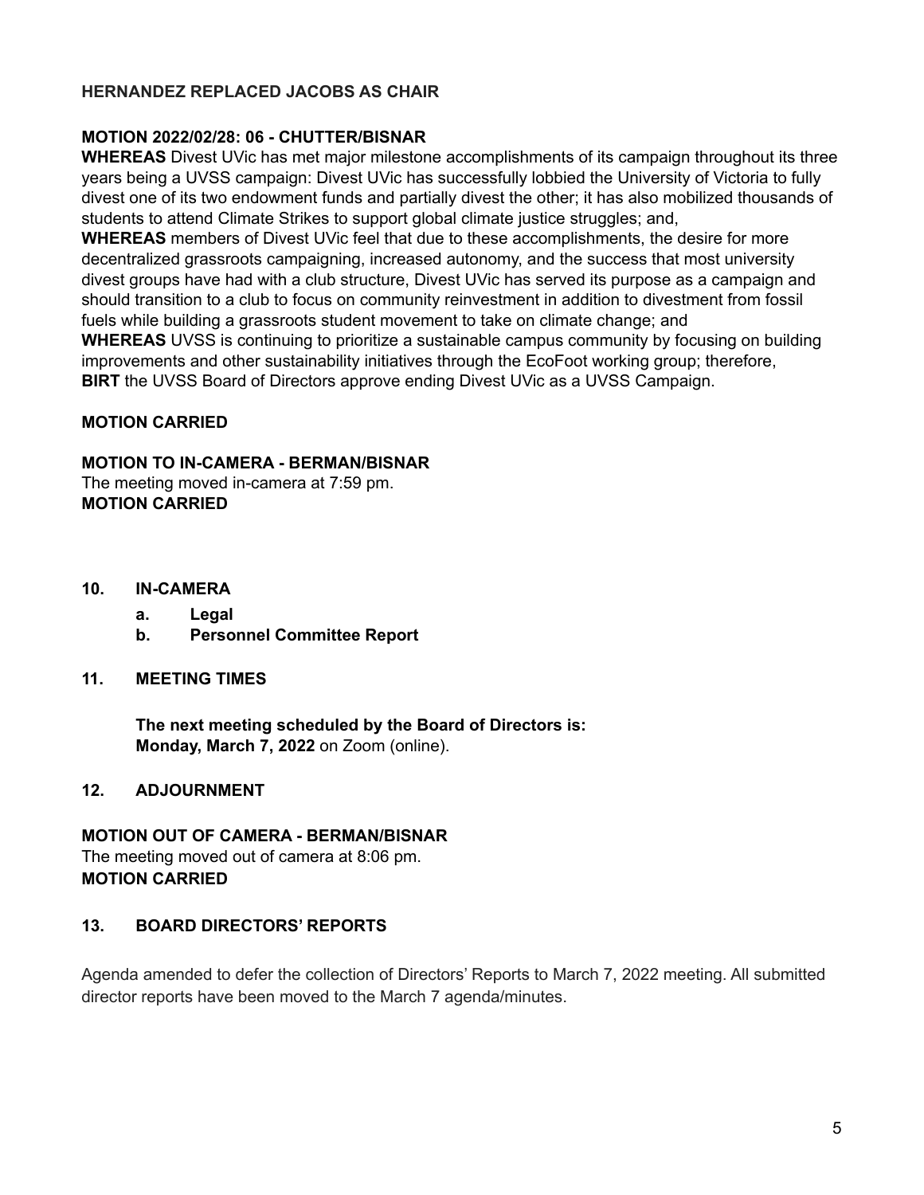**HERNANDEZ REPLACED JACOBS AS CHAIR**

**MOTION 2022/02/28: 06 - CHUTTER/BISNAR**

**WHEREAS** Divest UVic has met major milestone accomplishments of its campaign throughout its three years being a UVSS campaign: Divest UVic has successfully lobbied the University of Victoria to fully divest one of its two endowment funds and partially divest the other; it has also mobilized thousands of students to attend Climate Strikes to support global climate justice struggles; and,

**WHEREAS** members of Divest UVic feel that due to these accomplishments, the desire for more decentralized grassroots campaigning, increased autonomy, and the success that most university divest groups have had with a club structure, Divest UVic has served its purpose as a campaign and should transition to a club to focus on community reinvestment in addition to divestment from fossil fuels while building a grassroots student movement to take on climate change; and

**WHEREAS** UVSS is continuing to prioritize a sustainable campus community by focusing on building improvements and other sustainability initiatives through the EcoFoot working group; therefore,

**BIRT** the UVSS Board of Directors approve ending Divest UVic as a UVSS Campaign.

**MOTION CARRIED**

**MOTION TO IN-CAMERA - BERMAN/BISNAR**

The meeting moved in-camera at 7:59 pm.

**MOTION CARRIED**

## 10. IN-CAMERA

- **a. Legal**
- **b. Personnel Committee Report**

## 11. MEETING TIMES

**The next meeting scheduled by the Board of Directors is:**
**Monday, March 7, 2022** on Zoom (online).

## 12. ADJOURNMENT

**MOTION OUT OF CAMERA - BERMAN/BISNAR**

The meeting moved out of camera at 8:06 pm.

**MOTION CARRIED**

## 13. BOARD DIRECTORS' REPORTS

Agenda amended to defer the collection of Directors' Reports to March 7, 2022 meeting. All submitted director reports have been moved to the March 7 agenda/minutes.